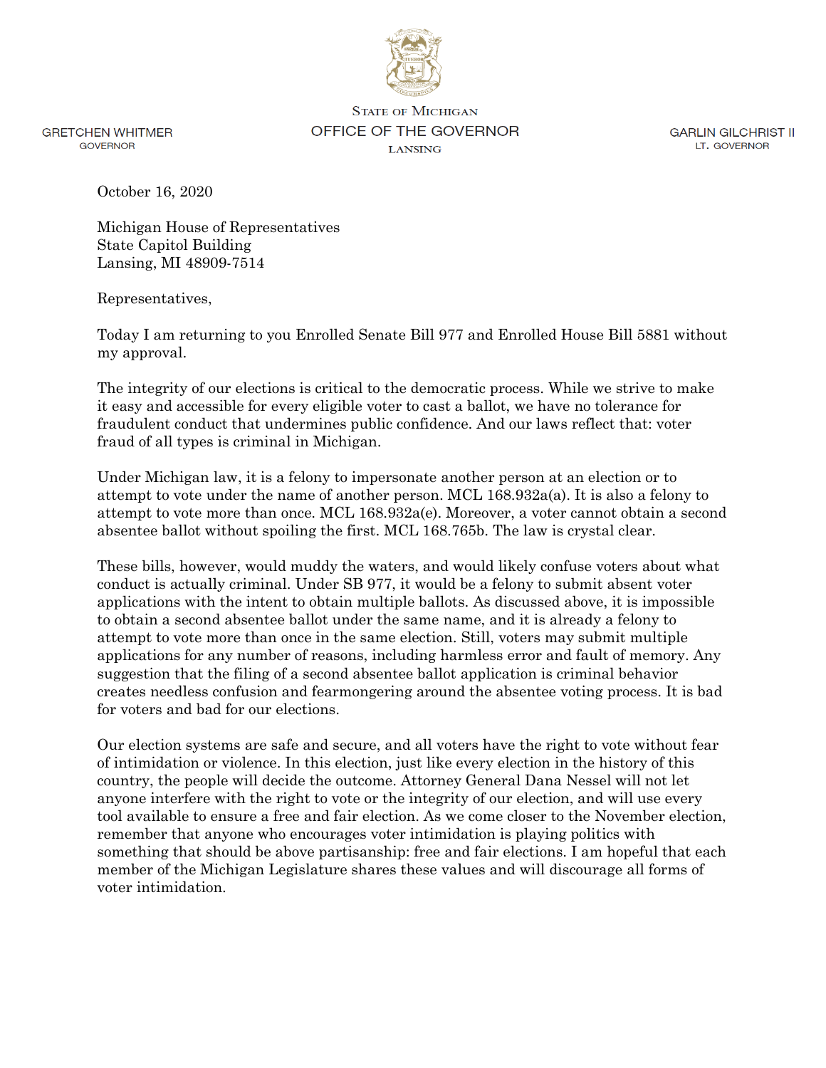GRETCHEN WHITMER
GOVERNOR

STATE OF MICHIGAN
OFFICE OF THE GOVERNOR
LANSING

GARLIN GILCHRIST II
LT. GOVERNOR

October 16, 2020

Michigan House of Representatives
State Capitol Building
Lansing, MI 48909-7514

Representatives,

Today I am returning to you Enrolled Senate Bill 977 and Enrolled House Bill 5881 without my approval.

The integrity of our elections is critical to the democratic process. While we strive to make it easy and accessible for every eligible voter to cast a ballot, we have no tolerance for fraudulent conduct that undermines public confidence. And our laws reflect that: voter fraud of all types is criminal in Michigan.

Under Michigan law, it is a felony to impersonate another person at an election or to attempt to vote under the name of another person. MCL 168.932a(a). It is also a felony to attempt to vote more than once. MCL 168.932a(e). Moreover, a voter cannot obtain a second absentee ballot without spoiling the first. MCL 168.765b. The law is crystal clear.

These bills, however, would muddy the waters, and would likely confuse voters about what conduct is actually criminal. Under SB 977, it would be a felony to submit absent voter applications with the intent to obtain multiple ballots. As discussed above, it is impossible to obtain a second absentee ballot under the same name, and it is already a felony to attempt to vote more than once in the same election. Still, voters may submit multiple applications for any number of reasons, including harmless error and fault of memory. Any suggestion that the filing of a second absentee ballot application is criminal behavior creates needless confusion and fearmongering around the absentee voting process. It is bad for voters and bad for our elections.

Our election systems are safe and secure, and all voters have the right to vote without fear of intimidation or violence. In this election, just like every election in the history of this country, the people will decide the outcome. Attorney General Dana Nessel will not let anyone interfere with the right to vote or the integrity of our election, and will use every tool available to ensure a free and fair election. As we come closer to the November election, remember that anyone who encourages voter intimidation is playing politics with something that should be above partisanship: free and fair elections. I am hopeful that each member of the Michigan Legislature shares these values and will discourage all forms of voter intimidation.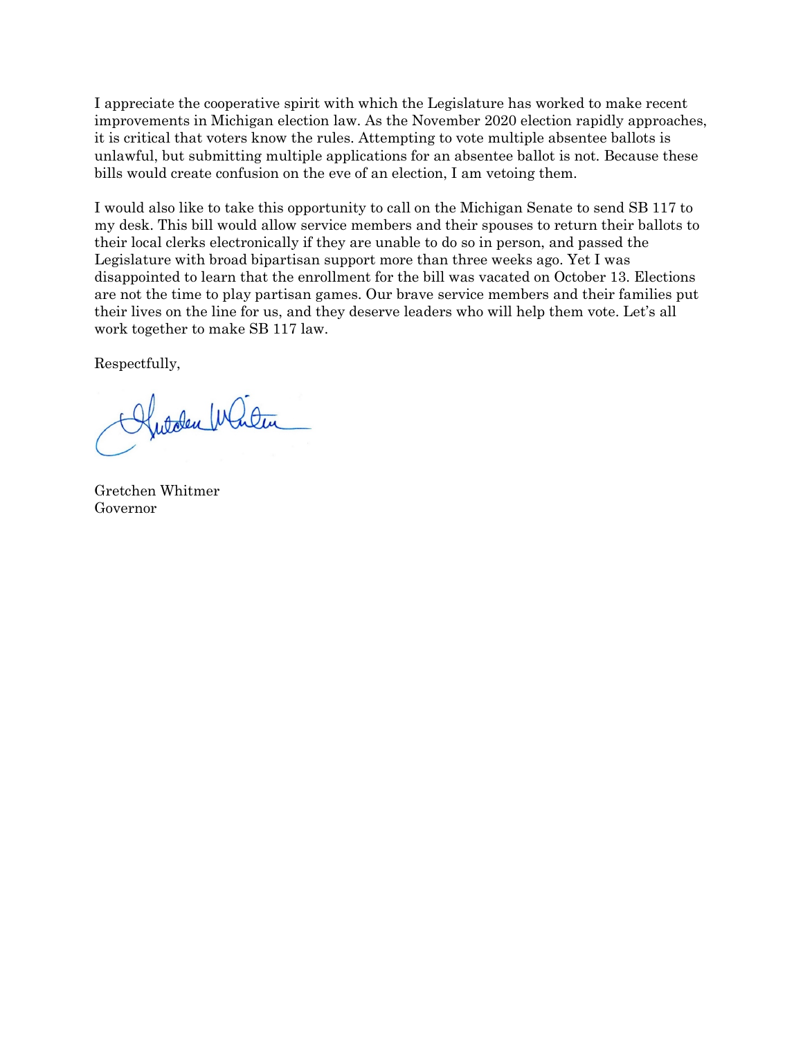I appreciate the cooperative spirit with which the Legislature has worked to make recent improvements in Michigan election law. As the November 2020 election rapidly approaches, it is critical that voters know the rules. Attempting to vote multiple absentee ballots is unlawful, but submitting multiple applications for an absentee ballot is not. Because these bills would create confusion on the eve of an election, I am vetoing them.

I would also like to take this opportunity to call on the Michigan Senate to send SB 117 to my desk. This bill would allow service members and their spouses to return their ballots to their local clerks electronically if they are unable to do so in person, and passed the Legislature with broad bipartisan support more than three weeks ago. Yet I was disappointed to learn that the enrollment for the bill was vacated on October 13. Elections are not the time to play partisan games. Our brave service members and their families put their lives on the line for us, and they deserve leaders who will help them vote. Let's all work together to make SB 117 law.

Respectfully,

Gretchen Whitmer
Governor